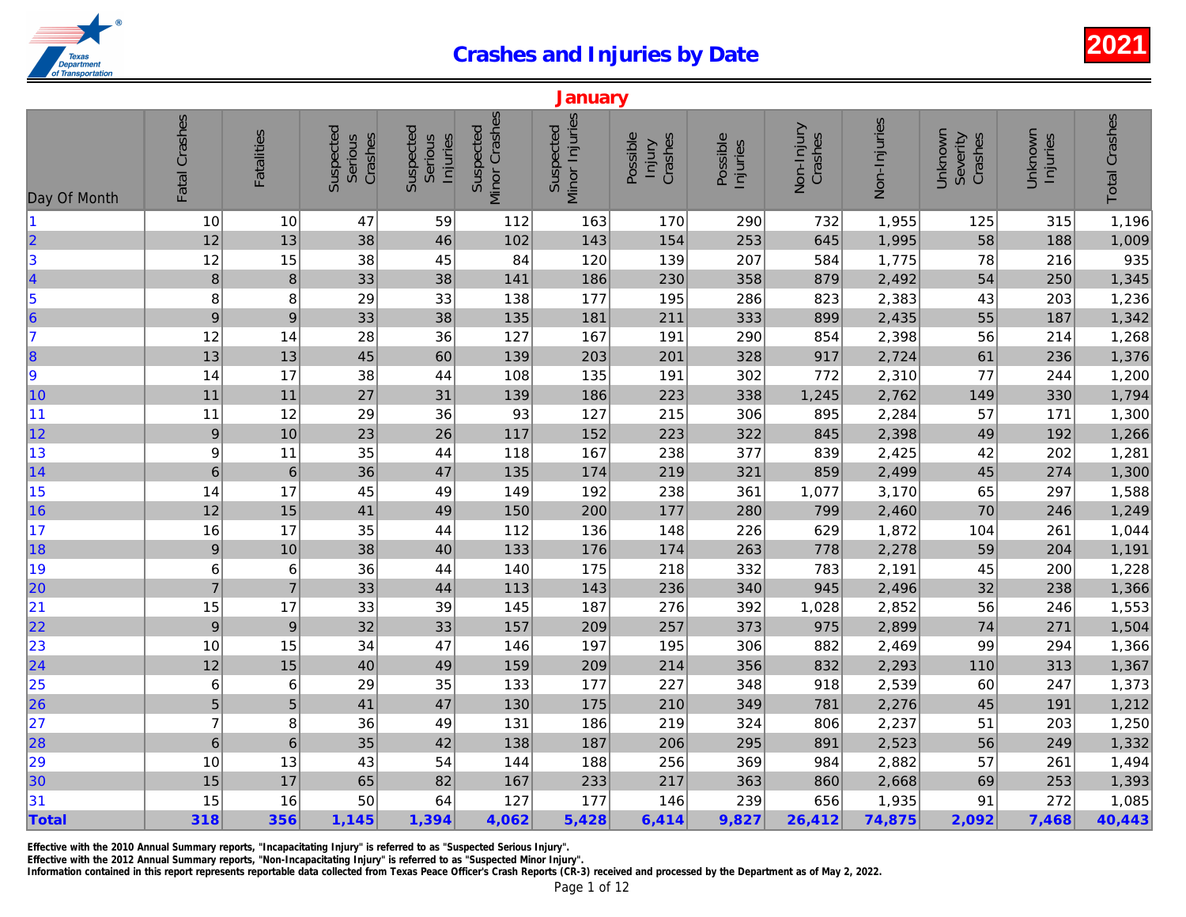# Crashes and Injuries by Date

**2021**

## January

| Day Of Month | Fatal Crashes | Fatalities | Suspected Serious Crashes | Suspected Serious Injuries | Suspected Minor Crashes | Suspected Minor Injuries | Possible Injury Crashes | Possible Injuries | Non-Injury Crashes | Non-Injuries | Unknown Severity Crashes | Unknown Injuries | Total Crashes |
|---|---|---|---|---|---|---|---|---|---|---|---|---|---|
| 1 | 10 | 10 | 47 | 59 | 112 | 163 | 170 | 290 | 732 | 1,955 | 125 | 315 | 1,196 |
| 2 | 12 | 13 | 38 | 46 | 102 | 143 | 154 | 253 | 645 | 1,995 | 58 | 188 | 1,009 |
| 3 | 12 | 15 | 38 | 45 | 84 | 120 | 139 | 207 | 584 | 1,775 | 78 | 216 | 935 |
| 4 | 8 | 8 | 33 | 38 | 141 | 186 | 230 | 358 | 879 | 2,492 | 54 | 250 | 1,345 |
| 5 | 8 | 8 | 29 | 33 | 138 | 177 | 195 | 286 | 823 | 2,383 | 43 | 203 | 1,236 |
| 6 | 9 | 9 | 33 | 38 | 135 | 181 | 211 | 333 | 899 | 2,435 | 55 | 187 | 1,342 |
| 7 | 12 | 14 | 28 | 36 | 127 | 167 | 191 | 290 | 854 | 2,398 | 56 | 214 | 1,268 |
| 8 | 13 | 13 | 45 | 60 | 139 | 203 | 201 | 328 | 917 | 2,724 | 61 | 236 | 1,376 |
| 9 | 14 | 17 | 38 | 44 | 108 | 135 | 191 | 302 | 772 | 2,310 | 77 | 244 | 1,200 |
| 10 | 11 | 11 | 27 | 31 | 139 | 186 | 223 | 338 | 1,245 | 2,762 | 149 | 330 | 1,794 |
| 11 | 11 | 12 | 29 | 36 | 93 | 127 | 215 | 306 | 895 | 2,284 | 57 | 171 | 1,300 |
| 12 | 9 | 10 | 23 | 26 | 117 | 152 | 223 | 322 | 845 | 2,398 | 49 | 192 | 1,266 |
| 13 | 9 | 11 | 35 | 44 | 118 | 167 | 238 | 377 | 839 | 2,425 | 42 | 202 | 1,281 |
| 14 | 6 | 6 | 36 | 47 | 135 | 174 | 219 | 321 | 859 | 2,499 | 45 | 274 | 1,300 |
| 15 | 14 | 17 | 45 | 49 | 149 | 192 | 238 | 361 | 1,077 | 3,170 | 65 | 297 | 1,588 |
| 16 | 12 | 15 | 41 | 49 | 150 | 200 | 177 | 280 | 799 | 2,460 | 70 | 246 | 1,249 |
| 17 | 16 | 17 | 35 | 44 | 112 | 136 | 148 | 226 | 629 | 1,872 | 104 | 261 | 1,044 |
| 18 | 9 | 10 | 38 | 40 | 133 | 176 | 174 | 263 | 778 | 2,278 | 59 | 204 | 1,191 |
| 19 | 6 | 6 | 36 | 44 | 140 | 175 | 218 | 332 | 783 | 2,191 | 45 | 200 | 1,228 |
| 20 | 7 | 7 | 33 | 44 | 113 | 143 | 236 | 340 | 945 | 2,496 | 32 | 238 | 1,366 |
| 21 | 15 | 17 | 33 | 39 | 145 | 187 | 276 | 392 | 1,028 | 2,852 | 56 | 246 | 1,553 |
| 22 | 9 | 9 | 32 | 33 | 157 | 209 | 257 | 373 | 975 | 2,899 | 74 | 271 | 1,504 |
| 23 | 10 | 15 | 34 | 47 | 146 | 197 | 195 | 306 | 882 | 2,469 | 99 | 294 | 1,366 |
| 24 | 12 | 15 | 40 | 49 | 159 | 209 | 214 | 356 | 832 | 2,293 | 110 | 313 | 1,367 |
| 25 | 6 | 6 | 29 | 35 | 133 | 177 | 227 | 348 | 918 | 2,539 | 60 | 247 | 1,373 |
| 26 | 5 | 5 | 41 | 47 | 130 | 175 | 210 | 349 | 781 | 2,276 | 45 | 191 | 1,212 |
| 27 | 7 | 8 | 36 | 49 | 131 | 186 | 219 | 324 | 806 | 2,237 | 51 | 203 | 1,250 |
| 28 | 6 | 6 | 35 | 42 | 138 | 187 | 206 | 295 | 891 | 2,523 | 56 | 249 | 1,332 |
| 29 | 10 | 13 | 43 | 54 | 144 | 188 | 256 | 369 | 984 | 2,882 | 57 | 261 | 1,494 |
| 30 | 15 | 17 | 65 | 82 | 167 | 233 | 217 | 363 | 860 | 2,668 | 69 | 253 | 1,393 |
| 31 | 15 | 16 | 50 | 64 | 127 | 177 | 146 | 239 | 656 | 1,935 | 91 | 272 | 1,085 |
| **Total** | **318** | **356** | **1,145** | **1,394** | **4,062** | **5,428** | **6,414** | **9,827** | **26,412** | **74,875** | **2,092** | **7,468** | **40,443** |

**Effective with the 2010 Annual Summary reports, "Incapacitating Injury" is referred to as "Suspected Serious Injury".**
**Effective with the 2012 Annual Summary reports, "Non-Incapacitating Injury" is referred to as "Suspected Minor Injury".**
**Information contained in this report represents reportable data collected from Texas Peace Officer's Crash Reports (CR-3) received and processed by the Department as of May 2, 2022.**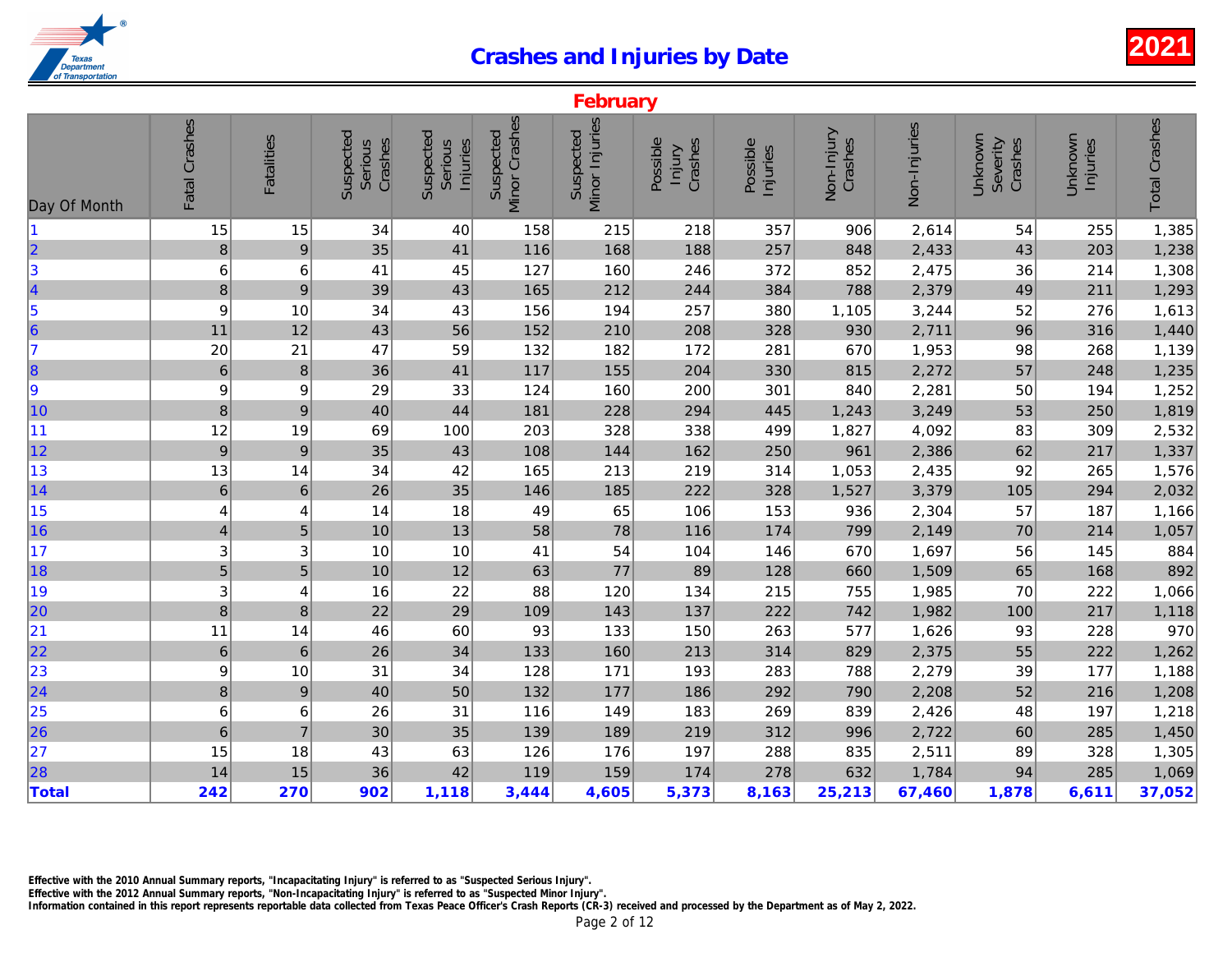# Crashes and Injuries by Date

**2021**

## February

| Day Of Month | Fatal Crashes | Fatalities | Suspected Serious Crashes | Suspected Serious Injuries | Suspected Minor Crashes | Suspected Minor Injuries | Possible Injury Crashes | Possible Injuries | Non-Injury Crashes | Non-Injuries | Unknown Severity Crashes | Unknown Injuries | Total Crashes |
|---|---|---|---|---|---|---|---|---|---|---|---|---|---|
| 1 | 15 | 15 | 34 | 40 | 158 | 215 | 218 | 357 | 906 | 2,614 | 54 | 255 | 1,385 |
| 2 | 8 | 9 | 35 | 41 | 116 | 168 | 188 | 257 | 848 | 2,433 | 43 | 203 | 1,238 |
| 3 | 6 | 6 | 41 | 45 | 127 | 160 | 246 | 372 | 852 | 2,475 | 36 | 214 | 1,308 |
| 4 | 8 | 9 | 39 | 43 | 165 | 212 | 244 | 384 | 788 | 2,379 | 49 | 211 | 1,293 |
| 5 | 9 | 10 | 34 | 43 | 156 | 194 | 257 | 380 | 1,105 | 3,244 | 52 | 276 | 1,613 |
| 6 | 11 | 12 | 43 | 56 | 152 | 210 | 208 | 328 | 930 | 2,711 | 96 | 316 | 1,440 |
| 7 | 20 | 21 | 47 | 59 | 132 | 182 | 172 | 281 | 670 | 1,953 | 98 | 268 | 1,139 |
| 8 | 6 | 8 | 36 | 41 | 117 | 155 | 204 | 330 | 815 | 2,272 | 57 | 248 | 1,235 |
| 9 | 9 | 9 | 29 | 33 | 124 | 160 | 200 | 301 | 840 | 2,281 | 50 | 194 | 1,252 |
| 10 | 8 | 9 | 40 | 44 | 181 | 228 | 294 | 445 | 1,243 | 3,249 | 53 | 250 | 1,819 |
| 11 | 12 | 19 | 69 | 100 | 203 | 328 | 338 | 499 | 1,827 | 4,092 | 83 | 309 | 2,532 |
| 12 | 9 | 9 | 35 | 43 | 108 | 144 | 162 | 250 | 961 | 2,386 | 62 | 217 | 1,337 |
| 13 | 13 | 14 | 34 | 42 | 165 | 213 | 219 | 314 | 1,053 | 2,435 | 92 | 265 | 1,576 |
| 14 | 6 | 6 | 26 | 35 | 146 | 185 | 222 | 328 | 1,527 | 3,379 | 105 | 294 | 2,032 |
| 15 | 4 | 4 | 14 | 18 | 49 | 65 | 106 | 153 | 936 | 2,304 | 57 | 187 | 1,166 |
| 16 | 4 | 5 | 10 | 13 | 58 | 78 | 116 | 174 | 799 | 2,149 | 70 | 214 | 1,057 |
| 17 | 3 | 3 | 10 | 10 | 41 | 54 | 104 | 146 | 670 | 1,697 | 56 | 145 | 884 |
| 18 | 5 | 5 | 10 | 12 | 63 | 77 | 89 | 128 | 660 | 1,509 | 65 | 168 | 892 |
| 19 | 3 | 4 | 16 | 22 | 88 | 120 | 134 | 215 | 755 | 1,985 | 70 | 222 | 1,066 |
| 20 | 8 | 8 | 22 | 29 | 109 | 143 | 137 | 222 | 742 | 1,982 | 100 | 217 | 1,118 |
| 21 | 11 | 14 | 46 | 60 | 93 | 133 | 150 | 263 | 577 | 1,626 | 93 | 228 | 970 |
| 22 | 6 | 6 | 26 | 34 | 133 | 160 | 213 | 314 | 829 | 2,375 | 55 | 222 | 1,262 |
| 23 | 9 | 10 | 31 | 34 | 128 | 171 | 193 | 283 | 788 | 2,279 | 39 | 177 | 1,188 |
| 24 | 8 | 9 | 40 | 50 | 132 | 177 | 186 | 292 | 790 | 2,208 | 52 | 216 | 1,208 |
| 25 | 6 | 6 | 26 | 31 | 116 | 149 | 183 | 269 | 839 | 2,426 | 48 | 197 | 1,218 |
| 26 | 6 | 7 | 30 | 35 | 139 | 189 | 219 | 312 | 996 | 2,722 | 60 | 285 | 1,450 |
| 27 | 15 | 18 | 43 | 63 | 126 | 176 | 197 | 288 | 835 | 2,511 | 89 | 328 | 1,305 |
| 28 | 14 | 15 | 36 | 42 | 119 | 159 | 174 | 278 | 632 | 1,784 | 94 | 285 | 1,069 |
| **Total** | **242** | **270** | **902** | **1,118** | **3,444** | **4,605** | **5,373** | **8,163** | **25,213** | **67,460** | **1,878** | **6,611** | **37,052** |

**Effective with the 2010 Annual Summary reports, "Incapacitating Injury" is referred to as "Suspected Serious Injury".**
**Effective with the 2012 Annual Summary reports, "Non-Incapacitating Injury" is referred to as "Suspected Minor Injury".**
**Information contained in this report represents reportable data collected from Texas Peace Officer's Crash Reports (CR-3) received and processed by the Department as of May 2, 2022.**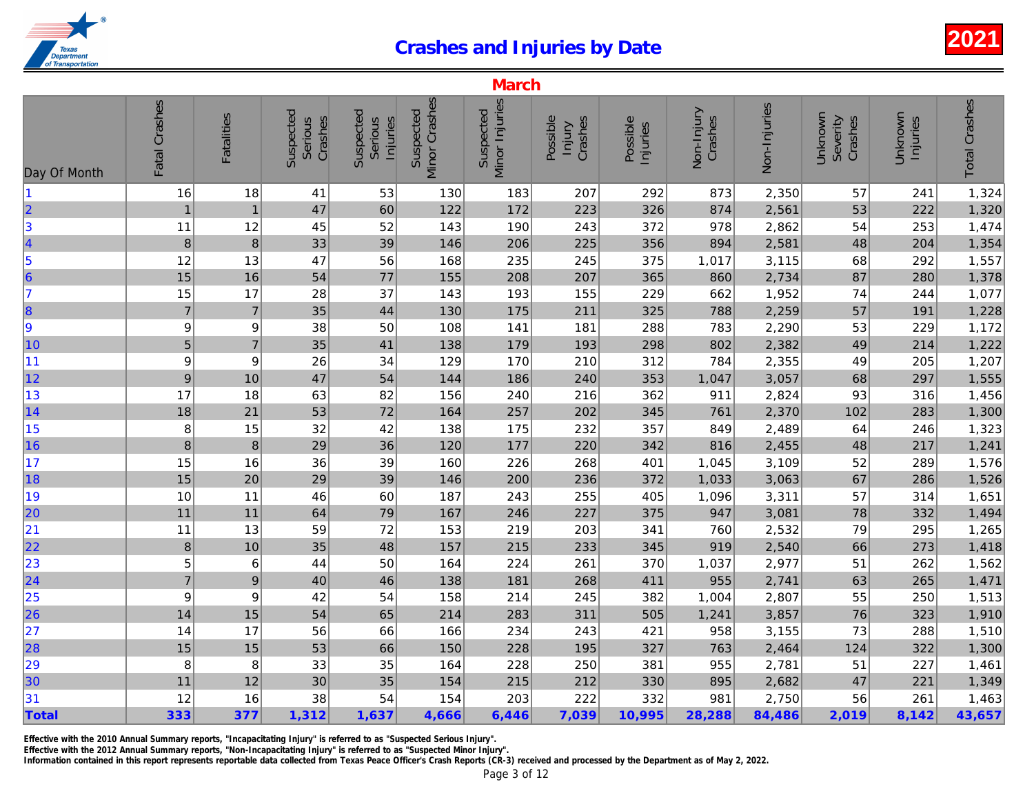# Crashes and Injuries by Date

2021

## March

| Day Of Month | Fatal Crashes | Fatalities | Suspected Serious Crashes | Suspected Serious Injuries | Suspected Minor Crashes | Suspected Minor Injuries | Possible Injury Crashes | Possible Injuries | Non-Injury Crashes | Non-Injuries | Unknown Severity Crashes | Unknown Injuries | Total Crashes |
|---|---|---|---|---|---|---|---|---|---|---|---|---|---|
| 1 | 16 | 18 | 41 | 53 | 130 | 183 | 207 | 292 | 873 | 2,350 | 57 | 241 | 1,324 |
| 2 | 1 | 1 | 47 | 60 | 122 | 172 | 223 | 326 | 874 | 2,561 | 53 | 222 | 1,320 |
| 3 | 11 | 12 | 45 | 52 | 143 | 190 | 243 | 372 | 978 | 2,862 | 54 | 253 | 1,474 |
| 4 | 8 | 8 | 33 | 39 | 146 | 206 | 225 | 356 | 894 | 2,581 | 48 | 204 | 1,354 |
| 5 | 12 | 13 | 47 | 56 | 168 | 235 | 245 | 375 | 1,017 | 3,115 | 68 | 292 | 1,557 |
| 6 | 15 | 16 | 54 | 77 | 155 | 208 | 207 | 365 | 860 | 2,734 | 87 | 280 | 1,378 |
| 7 | 15 | 17 | 28 | 37 | 143 | 193 | 155 | 229 | 662 | 1,952 | 74 | 244 | 1,077 |
| 8 | 7 | 7 | 35 | 44 | 130 | 175 | 211 | 325 | 788 | 2,259 | 57 | 191 | 1,228 |
| 9 | 9 | 9 | 38 | 50 | 108 | 141 | 181 | 288 | 783 | 2,290 | 53 | 229 | 1,172 |
| 10 | 5 | 7 | 35 | 41 | 138 | 179 | 193 | 298 | 802 | 2,382 | 49 | 214 | 1,222 |
| 11 | 9 | 9 | 26 | 34 | 129 | 170 | 210 | 312 | 784 | 2,355 | 49 | 205 | 1,207 |
| 12 | 9 | 10 | 47 | 54 | 144 | 186 | 240 | 353 | 1,047 | 3,057 | 68 | 297 | 1,555 |
| 13 | 17 | 18 | 63 | 82 | 156 | 240 | 216 | 362 | 911 | 2,824 | 93 | 316 | 1,456 |
| 14 | 18 | 21 | 53 | 72 | 164 | 257 | 202 | 345 | 761 | 2,370 | 102 | 283 | 1,300 |
| 15 | 8 | 15 | 32 | 42 | 138 | 175 | 232 | 357 | 849 | 2,489 | 64 | 246 | 1,323 |
| 16 | 8 | 8 | 29 | 36 | 120 | 177 | 220 | 342 | 816 | 2,455 | 48 | 217 | 1,241 |
| 17 | 15 | 16 | 36 | 39 | 160 | 226 | 268 | 401 | 1,045 | 3,109 | 52 | 289 | 1,576 |
| 18 | 15 | 20 | 29 | 39 | 146 | 200 | 236 | 372 | 1,033 | 3,063 | 67 | 286 | 1,526 |
| 19 | 10 | 11 | 46 | 60 | 187 | 243 | 255 | 405 | 1,096 | 3,311 | 57 | 314 | 1,651 |
| 20 | 11 | 11 | 64 | 79 | 167 | 246 | 227 | 375 | 947 | 3,081 | 78 | 332 | 1,494 |
| 21 | 11 | 13 | 59 | 72 | 153 | 219 | 203 | 341 | 760 | 2,532 | 79 | 295 | 1,265 |
| 22 | 8 | 10 | 35 | 48 | 157 | 215 | 233 | 345 | 919 | 2,540 | 66 | 273 | 1,418 |
| 23 | 5 | 6 | 44 | 50 | 164 | 224 | 261 | 370 | 1,037 | 2,977 | 51 | 262 | 1,562 |
| 24 | 7 | 9 | 40 | 46 | 138 | 181 | 268 | 411 | 955 | 2,741 | 63 | 265 | 1,471 |
| 25 | 9 | 9 | 42 | 54 | 158 | 214 | 245 | 382 | 1,004 | 2,807 | 55 | 250 | 1,513 |
| 26 | 14 | 15 | 54 | 65 | 214 | 283 | 311 | 505 | 1,241 | 3,857 | 76 | 323 | 1,910 |
| 27 | 14 | 17 | 56 | 66 | 166 | 234 | 243 | 421 | 958 | 3,155 | 73 | 288 | 1,510 |
| 28 | 15 | 15 | 53 | 66 | 150 | 228 | 195 | 327 | 763 | 2,464 | 124 | 322 | 1,300 |
| 29 | 8 | 8 | 33 | 35 | 164 | 228 | 250 | 381 | 955 | 2,781 | 51 | 227 | 1,461 |
| 30 | 11 | 12 | 30 | 35 | 154 | 215 | 212 | 330 | 895 | 2,682 | 47 | 221 | 1,349 |
| 31 | 12 | 16 | 38 | 54 | 154 | 203 | 222 | 332 | 981 | 2,750 | 56 | 261 | 1,463 |
| **Total** | **333** | **377** | **1,312** | **1,637** | **4,666** | **6,446** | **7,039** | **10,995** | **28,288** | **84,486** | **2,019** | **8,142** | **43,657** |

Effective with the 2010 Annual Summary reports, "Incapacitating Injury" is referred to as "Suspected Serious Injury".
Effective with the 2012 Annual Summary reports, "Non-Incapacitating Injury" is referred to as "Suspected Minor Injury".
Information contained in this report represents reportable data collected from Texas Peace Officer's Crash Reports (CR-3) received and processed by the Department as of May 2, 2022.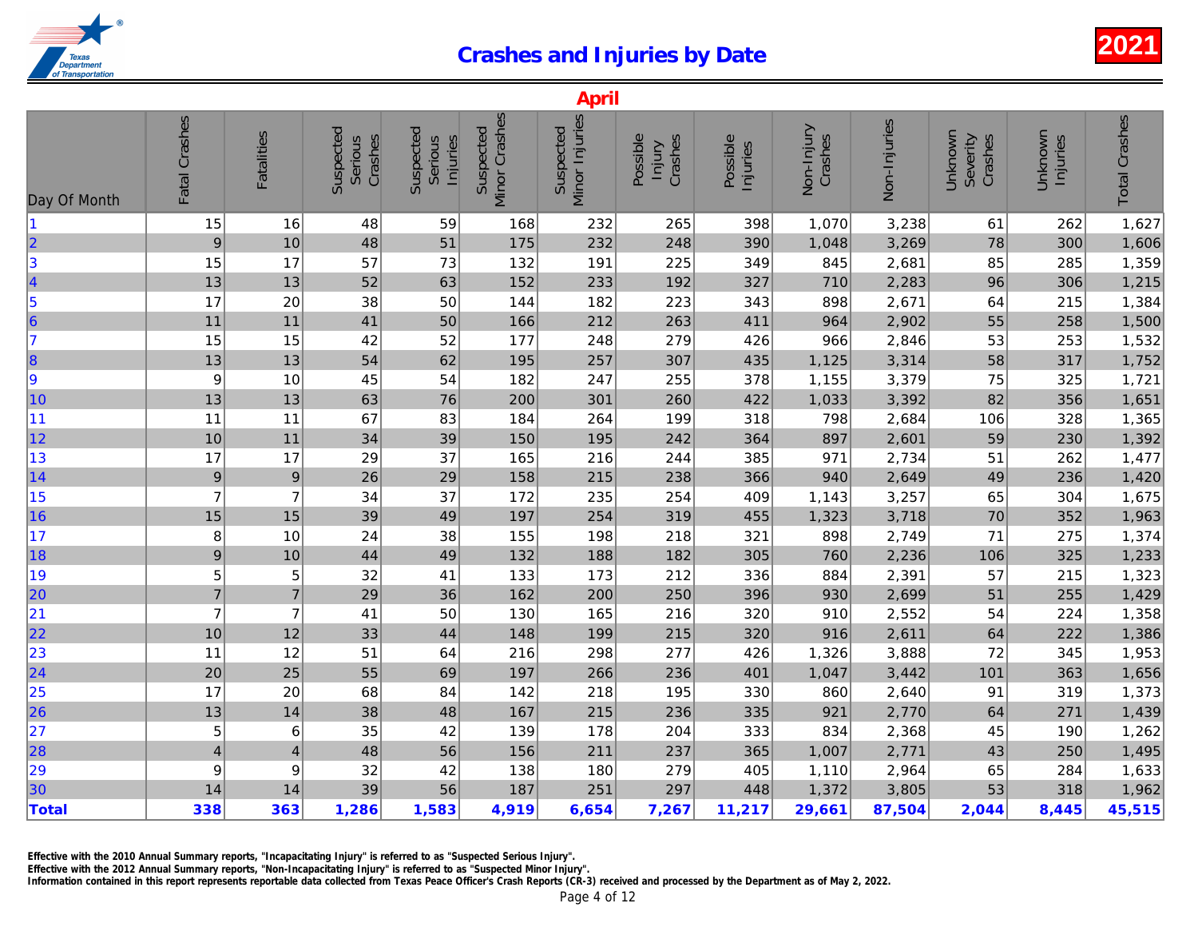# Crashes and Injuries by Date

**2021**

## April

| Day Of Month | Fatal Crashes | Fatalities | Suspected Serious Crashes | Suspected Serious Injuries | Suspected Minor Crashes | Suspected Minor Injuries | Possible Injury Crashes | Possible Injuries | Non-Injury Crashes | Non-Injuries | Unknown Severity Crashes | Unknown Injuries | Total Crashes |
|---|---|---|---|---|---|---|---|---|---|---|---|---|---|
| 1 | 15 | 16 | 48 | 59 | 168 | 232 | 265 | 398 | 1,070 | 3,238 | 61 | 262 | 1,627 |
| 2 | 9 | 10 | 48 | 51 | 175 | 232 | 248 | 390 | 1,048 | 3,269 | 78 | 300 | 1,606 |
| 3 | 15 | 17 | 57 | 73 | 132 | 191 | 225 | 349 | 845 | 2,681 | 85 | 285 | 1,359 |
| 4 | 13 | 13 | 52 | 63 | 152 | 233 | 192 | 327 | 710 | 2,283 | 96 | 306 | 1,215 |
| 5 | 17 | 20 | 38 | 50 | 144 | 182 | 223 | 343 | 898 | 2,671 | 64 | 215 | 1,384 |
| 6 | 11 | 11 | 41 | 50 | 166 | 212 | 263 | 411 | 964 | 2,902 | 55 | 258 | 1,500 |
| 7 | 15 | 15 | 42 | 52 | 177 | 248 | 279 | 426 | 966 | 2,846 | 53 | 253 | 1,532 |
| 8 | 13 | 13 | 54 | 62 | 195 | 257 | 307 | 435 | 1,125 | 3,314 | 58 | 317 | 1,752 |
| 9 | 9 | 10 | 45 | 54 | 182 | 247 | 255 | 378 | 1,155 | 3,379 | 75 | 325 | 1,721 |
| 10 | 13 | 13 | 63 | 76 | 200 | 301 | 260 | 422 | 1,033 | 3,392 | 82 | 356 | 1,651 |
| 11 | 11 | 11 | 67 | 83 | 184 | 264 | 199 | 318 | 798 | 2,684 | 106 | 328 | 1,365 |
| 12 | 10 | 11 | 34 | 39 | 150 | 195 | 242 | 364 | 897 | 2,601 | 59 | 230 | 1,392 |
| 13 | 17 | 17 | 29 | 37 | 165 | 216 | 244 | 385 | 971 | 2,734 | 51 | 262 | 1,477 |
| 14 | 9 | 9 | 26 | 29 | 158 | 215 | 238 | 366 | 940 | 2,649 | 49 | 236 | 1,420 |
| 15 | 7 | 7 | 34 | 37 | 172 | 235 | 254 | 409 | 1,143 | 3,257 | 65 | 304 | 1,675 |
| 16 | 15 | 15 | 39 | 49 | 197 | 254 | 319 | 455 | 1,323 | 3,718 | 70 | 352 | 1,963 |
| 17 | 8 | 10 | 24 | 38 | 155 | 198 | 218 | 321 | 898 | 2,749 | 71 | 275 | 1,374 |
| 18 | 9 | 10 | 44 | 49 | 132 | 188 | 182 | 305 | 760 | 2,236 | 106 | 325 | 1,233 |
| 19 | 5 | 5 | 32 | 41 | 133 | 173 | 212 | 336 | 884 | 2,391 | 57 | 215 | 1,323 |
| 20 | 7 | 7 | 29 | 36 | 162 | 200 | 250 | 396 | 930 | 2,699 | 51 | 255 | 1,429 |
| 21 | 7 | 7 | 41 | 50 | 130 | 165 | 216 | 320 | 910 | 2,552 | 54 | 224 | 1,358 |
| 22 | 10 | 12 | 33 | 44 | 148 | 199 | 215 | 320 | 916 | 2,611 | 64 | 222 | 1,386 |
| 23 | 11 | 12 | 51 | 64 | 216 | 298 | 277 | 426 | 1,326 | 3,888 | 72 | 345 | 1,953 |
| 24 | 20 | 25 | 55 | 69 | 197 | 266 | 236 | 401 | 1,047 | 3,442 | 101 | 363 | 1,656 |
| 25 | 17 | 20 | 68 | 84 | 142 | 218 | 195 | 330 | 860 | 2,640 | 91 | 319 | 1,373 |
| 26 | 13 | 14 | 38 | 48 | 167 | 215 | 236 | 335 | 921 | 2,770 | 64 | 271 | 1,439 |
| 27 | 5 | 6 | 35 | 42 | 139 | 178 | 204 | 333 | 834 | 2,368 | 45 | 190 | 1,262 |
| 28 | 4 | 4 | 48 | 56 | 156 | 211 | 237 | 365 | 1,007 | 2,771 | 43 | 250 | 1,495 |
| 29 | 9 | 9 | 32 | 42 | 138 | 180 | 279 | 405 | 1,110 | 2,964 | 65 | 284 | 1,633 |
| 30 | 14 | 14 | 39 | 56 | 187 | 251 | 297 | 448 | 1,372 | 3,805 | 53 | 318 | 1,962 |
| **Total** | **338** | **363** | **1,286** | **1,583** | **4,919** | **6,654** | **7,267** | **11,217** | **29,661** | **87,504** | **2,044** | **8,445** | **45,515** |

Effective with the 2010 Annual Summary reports, "Incapacitating Injury" is referred to as "Suspected Serious Injury".
Effective with the 2012 Annual Summary reports, "Non-Incapacitating Injury" is referred to as "Suspected Minor Injury".
Information contained in this report represents reportable data collected from Texas Peace Officer's Crash Reports (CR-3) received and processed by the Department as of May 2, 2022.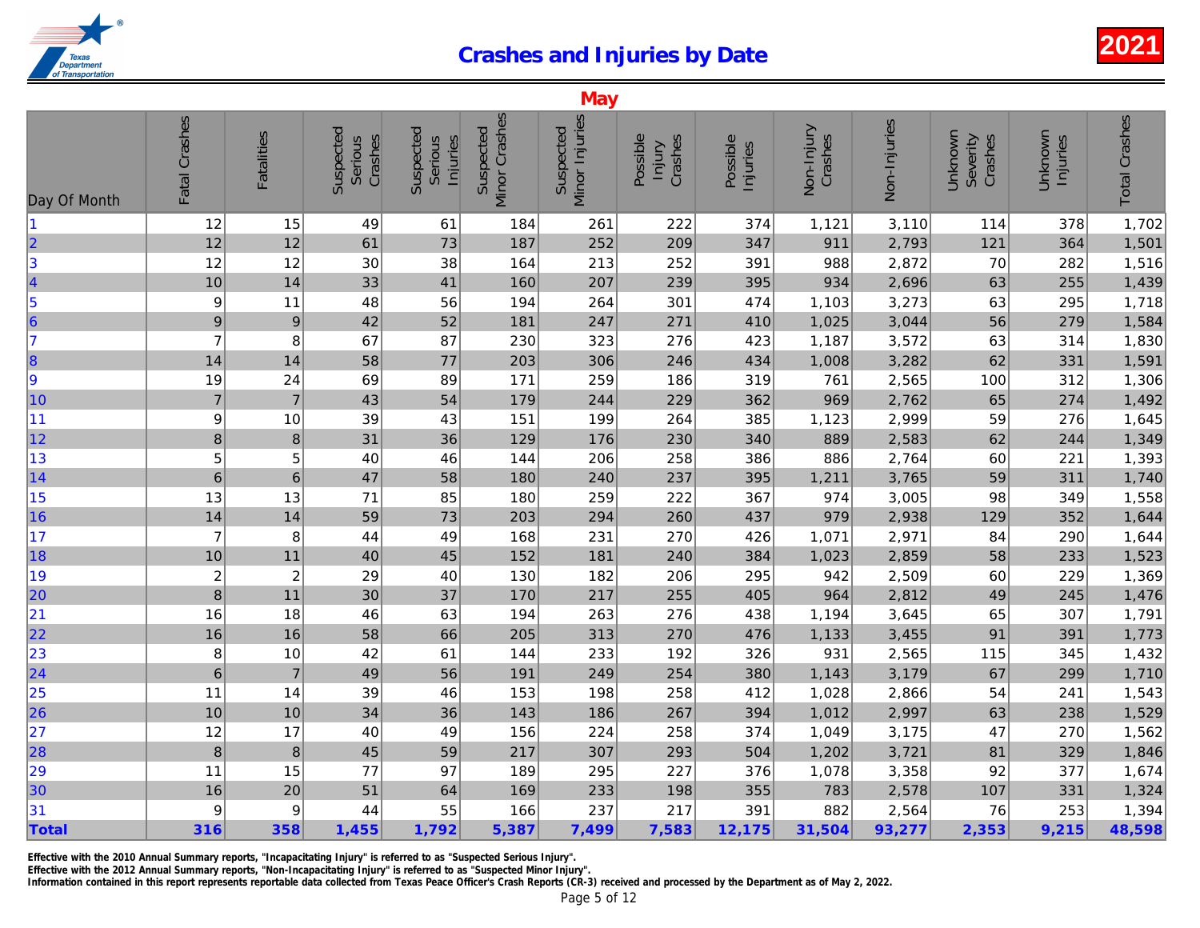# Crashes and Injuries by Date

## 2021

### May

| Day Of Month | Fatal Crashes | Fatalities | Suspected Serious Crashes | Suspected Serious Injuries | Suspected Minor Crashes | Suspected Minor Injuries | Possible Injury Crashes | Possible Injuries | Non-Injury Crashes | Non-Injuries | Unknown Severity Crashes | Unknown Injuries | Total Crashes |
|---|---|---|---|---|---|---|---|---|---|---|---|---|---|
| 1 | 12 | 15 | 49 | 61 | 184 | 261 | 222 | 374 | 1,121 | 3,110 | 114 | 378 | 1,702 |
| 2 | 12 | 12 | 61 | 73 | 187 | 252 | 209 | 347 | 911 | 2,793 | 121 | 364 | 1,501 |
| 3 | 12 | 12 | 30 | 38 | 164 | 213 | 252 | 391 | 988 | 2,872 | 70 | 282 | 1,516 |
| 4 | 10 | 14 | 33 | 41 | 160 | 207 | 239 | 395 | 934 | 2,696 | 63 | 255 | 1,439 |
| 5 | 9 | 11 | 48 | 56 | 194 | 264 | 301 | 474 | 1,103 | 3,273 | 63 | 295 | 1,718 |
| 6 | 9 | 9 | 42 | 52 | 181 | 247 | 271 | 410 | 1,025 | 3,044 | 56 | 279 | 1,584 |
| 7 | 7 | 8 | 67 | 87 | 230 | 323 | 276 | 423 | 1,187 | 3,572 | 63 | 314 | 1,830 |
| 8 | 14 | 14 | 58 | 77 | 203 | 306 | 246 | 434 | 1,008 | 3,282 | 62 | 331 | 1,591 |
| 9 | 19 | 24 | 69 | 89 | 171 | 259 | 186 | 319 | 761 | 2,565 | 100 | 312 | 1,306 |
| 10 | 7 | 7 | 43 | 54 | 179 | 244 | 229 | 362 | 969 | 2,762 | 65 | 274 | 1,492 |
| 11 | 9 | 10 | 39 | 43 | 151 | 199 | 264 | 385 | 1,123 | 2,999 | 59 | 276 | 1,645 |
| 12 | 8 | 8 | 31 | 36 | 129 | 176 | 230 | 340 | 889 | 2,583 | 62 | 244 | 1,349 |
| 13 | 5 | 5 | 40 | 46 | 144 | 206 | 258 | 386 | 886 | 2,764 | 60 | 221 | 1,393 |
| 14 | 6 | 6 | 47 | 58 | 180 | 240 | 237 | 395 | 1,211 | 3,765 | 59 | 311 | 1,740 |
| 15 | 13 | 13 | 71 | 85 | 180 | 259 | 222 | 367 | 974 | 3,005 | 98 | 349 | 1,558 |
| 16 | 14 | 14 | 59 | 73 | 203 | 294 | 260 | 437 | 979 | 2,938 | 129 | 352 | 1,644 |
| 17 | 7 | 8 | 44 | 49 | 168 | 231 | 270 | 426 | 1,071 | 2,971 | 84 | 290 | 1,644 |
| 18 | 10 | 11 | 40 | 45 | 152 | 181 | 240 | 384 | 1,023 | 2,859 | 58 | 233 | 1,523 |
| 19 | 2 | 2 | 29 | 40 | 130 | 182 | 206 | 295 | 942 | 2,509 | 60 | 229 | 1,369 |
| 20 | 8 | 11 | 30 | 37 | 170 | 217 | 255 | 405 | 964 | 2,812 | 49 | 245 | 1,476 |
| 21 | 16 | 18 | 46 | 63 | 194 | 263 | 276 | 438 | 1,194 | 3,645 | 65 | 307 | 1,791 |
| 22 | 16 | 16 | 58 | 66 | 205 | 313 | 270 | 476 | 1,133 | 3,455 | 91 | 391 | 1,773 |
| 23 | 8 | 10 | 42 | 61 | 144 | 233 | 192 | 326 | 931 | 2,565 | 115 | 345 | 1,432 |
| 24 | 6 | 7 | 49 | 56 | 191 | 249 | 254 | 380 | 1,143 | 3,179 | 67 | 299 | 1,710 |
| 25 | 11 | 14 | 39 | 46 | 153 | 198 | 258 | 412 | 1,028 | 2,866 | 54 | 241 | 1,543 |
| 26 | 10 | 10 | 34 | 36 | 143 | 186 | 267 | 394 | 1,012 | 2,997 | 63 | 238 | 1,529 |
| 27 | 12 | 17 | 40 | 49 | 156 | 224 | 258 | 374 | 1,049 | 3,175 | 47 | 270 | 1,562 |
| 28 | 8 | 8 | 45 | 59 | 217 | 307 | 293 | 504 | 1,202 | 3,721 | 81 | 329 | 1,846 |
| 29 | 11 | 15 | 77 | 97 | 189 | 295 | 227 | 376 | 1,078 | 3,358 | 92 | 377 | 1,674 |
| 30 | 16 | 20 | 51 | 64 | 169 | 233 | 198 | 355 | 783 | 2,578 | 107 | 331 | 1,324 |
| 31 | 9 | 9 | 44 | 55 | 166 | 237 | 217 | 391 | 882 | 2,564 | 76 | 253 | 1,394 |
| **Total** | **316** | **358** | **1,455** | **1,792** | **5,387** | **7,499** | **7,583** | **12,175** | **31,504** | **93,277** | **2,353** | **9,215** | **48,598** |

**Effective with the 2010 Annual Summary reports, "Incapacitating Injury" is referred to as "Suspected Serious Injury".**
**Effective with the 2012 Annual Summary reports, "Non-Incapacitating Injury" is referred to as "Suspected Minor Injury".**
**Information contained in this report represents reportable data collected from Texas Peace Officer's Crash Reports (CR-3) received and processed by the Department as of May 2, 2022.**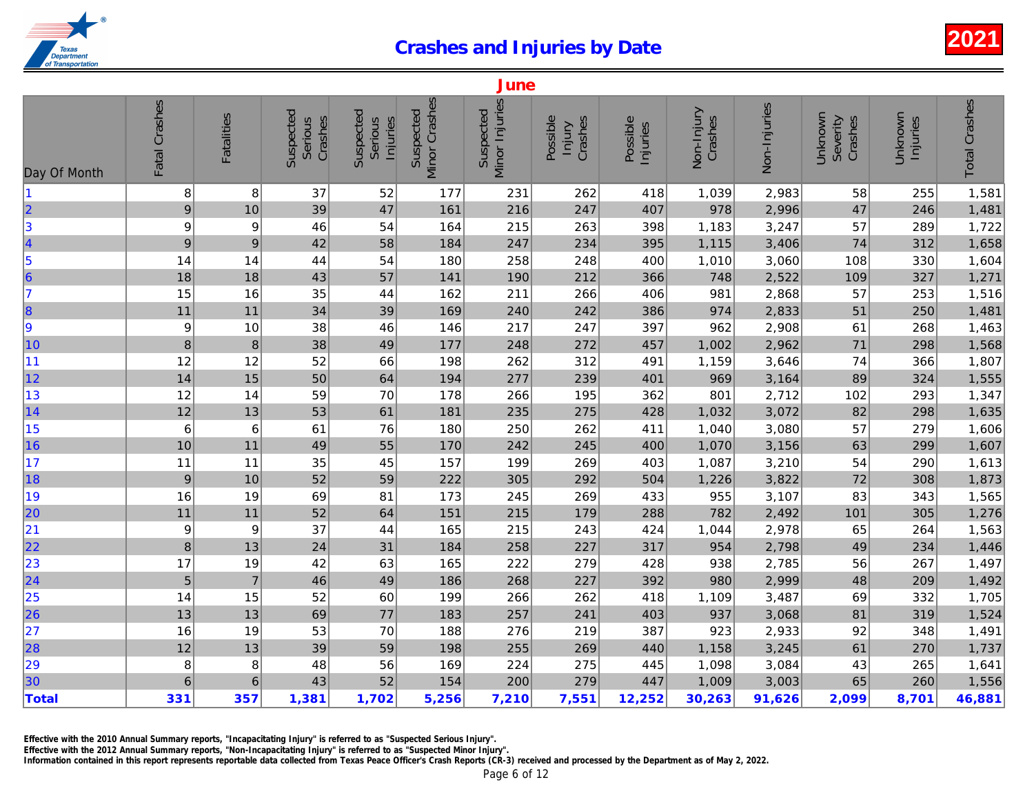# Crashes and Injuries by Date

2021

## June

| Day Of Month | Fatal Crashes | Fatalities | Suspected Serious Crashes | Suspected Serious Injuries | Suspected Minor Crashes | Suspected Minor Injuries | Possible Injury Crashes | Possible Injuries | Non-Injury Crashes | Non-Injuries | Unknown Severity Crashes | Unknown Injuries | Total Crashes |
|---|---|---|---|---|---|---|---|---|---|---|---|---|---|
| 1 | 8 | 8 | 37 | 52 | 177 | 231 | 262 | 418 | 1,039 | 2,983 | 58 | 255 | 1,581 |
| 2 | 9 | 10 | 39 | 47 | 161 | 216 | 247 | 407 | 978 | 2,996 | 47 | 246 | 1,481 |
| 3 | 9 | 9 | 46 | 54 | 164 | 215 | 263 | 398 | 1,183 | 3,247 | 57 | 289 | 1,722 |
| 4 | 9 | 9 | 42 | 58 | 184 | 247 | 234 | 395 | 1,115 | 3,406 | 74 | 312 | 1,658 |
| 5 | 14 | 14 | 44 | 54 | 180 | 258 | 248 | 400 | 1,010 | 3,060 | 108 | 330 | 1,604 |
| 6 | 18 | 18 | 43 | 57 | 141 | 190 | 212 | 366 | 748 | 2,522 | 109 | 327 | 1,271 |
| 7 | 15 | 16 | 35 | 44 | 162 | 211 | 266 | 406 | 981 | 2,868 | 57 | 253 | 1,516 |
| 8 | 11 | 11 | 34 | 39 | 169 | 240 | 242 | 386 | 974 | 2,833 | 51 | 250 | 1,481 |
| 9 | 9 | 10 | 38 | 46 | 146 | 217 | 247 | 397 | 962 | 2,908 | 61 | 268 | 1,463 |
| 10 | 8 | 8 | 38 | 49 | 177 | 248 | 272 | 457 | 1,002 | 2,962 | 71 | 298 | 1,568 |
| 11 | 12 | 12 | 52 | 66 | 198 | 262 | 312 | 491 | 1,159 | 3,646 | 74 | 366 | 1,807 |
| 12 | 14 | 15 | 50 | 64 | 194 | 277 | 239 | 401 | 969 | 3,164 | 89 | 324 | 1,555 |
| 13 | 12 | 14 | 59 | 70 | 178 | 266 | 195 | 362 | 801 | 2,712 | 102 | 293 | 1,347 |
| 14 | 12 | 13 | 53 | 61 | 181 | 235 | 275 | 428 | 1,032 | 3,072 | 82 | 298 | 1,635 |
| 15 | 6 | 6 | 61 | 76 | 180 | 250 | 262 | 411 | 1,040 | 3,080 | 57 | 279 | 1,606 |
| 16 | 10 | 11 | 49 | 55 | 170 | 242 | 245 | 400 | 1,070 | 3,156 | 63 | 299 | 1,607 |
| 17 | 11 | 11 | 35 | 45 | 157 | 199 | 269 | 403 | 1,087 | 3,210 | 54 | 290 | 1,613 |
| 18 | 9 | 10 | 52 | 59 | 222 | 305 | 292 | 504 | 1,226 | 3,822 | 72 | 308 | 1,873 |
| 19 | 16 | 19 | 69 | 81 | 173 | 245 | 269 | 433 | 955 | 3,107 | 83 | 343 | 1,565 |
| 20 | 11 | 11 | 52 | 64 | 151 | 215 | 179 | 288 | 782 | 2,492 | 101 | 305 | 1,276 |
| 21 | 9 | 9 | 37 | 44 | 165 | 215 | 243 | 424 | 1,044 | 2,978 | 65 | 264 | 1,563 |
| 22 | 8 | 13 | 24 | 31 | 184 | 258 | 227 | 317 | 954 | 2,798 | 49 | 234 | 1,446 |
| 23 | 17 | 19 | 42 | 63 | 165 | 222 | 279 | 428 | 938 | 2,785 | 56 | 267 | 1,497 |
| 24 | 5 | 7 | 46 | 49 | 186 | 268 | 227 | 392 | 980 | 2,999 | 48 | 209 | 1,492 |
| 25 | 14 | 15 | 52 | 60 | 199 | 266 | 262 | 418 | 1,109 | 3,487 | 69 | 332 | 1,705 |
| 26 | 13 | 13 | 69 | 77 | 183 | 257 | 241 | 403 | 937 | 3,068 | 81 | 319 | 1,524 |
| 27 | 16 | 19 | 53 | 70 | 188 | 276 | 219 | 387 | 923 | 2,933 | 92 | 348 | 1,491 |
| 28 | 12 | 13 | 39 | 59 | 198 | 255 | 269 | 440 | 1,158 | 3,245 | 61 | 270 | 1,737 |
| 29 | 8 | 8 | 48 | 56 | 169 | 224 | 275 | 445 | 1,098 | 3,084 | 43 | 265 | 1,641 |
| 30 | 6 | 6 | 43 | 52 | 154 | 200 | 279 | 447 | 1,009 | 3,003 | 65 | 260 | 1,556 |
| **Total** | **331** | **357** | **1,381** | **1,702** | **5,256** | **7,210** | **7,551** | **12,252** | **30,263** | **91,626** | **2,099** | **8,701** | **46,881** |

Effective with the 2010 Annual Summary reports, "Incapacitating Injury" is referred to as "Suspected Serious Injury".
Effective with the 2012 Annual Summary reports, "Non-Incapacitating Injury" is referred to as "Suspected Minor Injury".
Information contained in this report represents reportable data collected from Texas Peace Officer's Crash Reports (CR-3) received and processed by the Department as of May 2, 2022.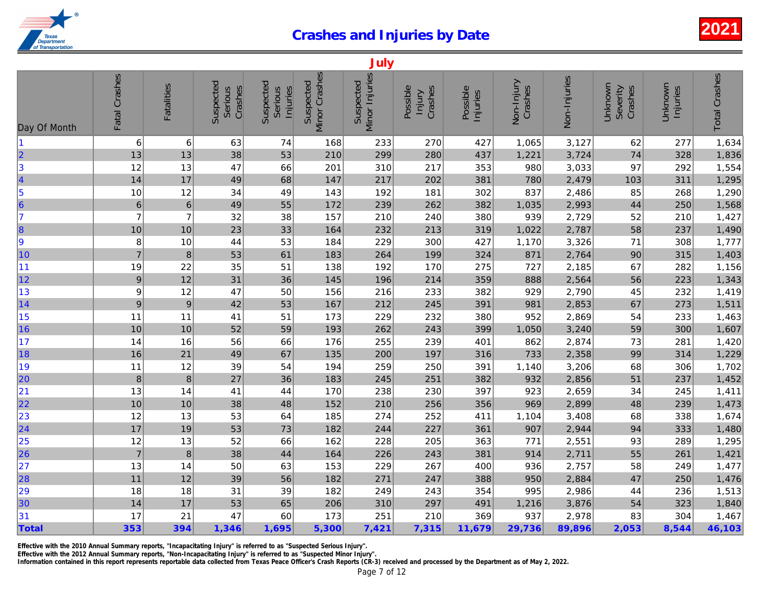# Crashes and Injuries by Date

2021

## July

| Day Of Month | Fatal Crashes | Fatalities | Suspected Serious Crashes | Suspected Serious Injuries | Suspected Minor Crashes | Suspected Minor Injuries | Possible Injury Crashes | Possible Injuries | Non-Injury Crashes | Non-Injuries | Unknown Severity Crashes | Unknown Injuries | Total Crashes |
|---|---|---|---|---|---|---|---|---|---|---|---|---|---|
| 1 | 6 | 6 | 63 | 74 | 168 | 233 | 270 | 427 | 1,065 | 3,127 | 62 | 277 | 1,634 |
| 2 | 13 | 13 | 38 | 53 | 210 | 299 | 280 | 437 | 1,221 | 3,724 | 74 | 328 | 1,836 |
| 3 | 12 | 13 | 47 | 66 | 201 | 310 | 217 | 353 | 980 | 3,033 | 97 | 292 | 1,554 |
| 4 | 14 | 17 | 49 | 68 | 147 | 217 | 202 | 381 | 780 | 2,479 | 103 | 311 | 1,295 |
| 5 | 10 | 12 | 34 | 49 | 143 | 192 | 181 | 302 | 837 | 2,486 | 85 | 268 | 1,290 |
| 6 | 6 | 6 | 49 | 55 | 172 | 239 | 262 | 382 | 1,035 | 2,993 | 44 | 250 | 1,568 |
| 7 | 7 | 7 | 32 | 38 | 157 | 210 | 240 | 380 | 939 | 2,729 | 52 | 210 | 1,427 |
| 8 | 10 | 10 | 23 | 33 | 164 | 232 | 213 | 319 | 1,022 | 2,787 | 58 | 237 | 1,490 |
| 9 | 8 | 10 | 44 | 53 | 184 | 229 | 300 | 427 | 1,170 | 3,326 | 71 | 308 | 1,777 |
| 10 | 7 | 8 | 53 | 61 | 183 | 264 | 199 | 324 | 871 | 2,764 | 90 | 315 | 1,403 |
| 11 | 19 | 22 | 35 | 51 | 138 | 192 | 170 | 275 | 727 | 2,185 | 67 | 282 | 1,156 |
| 12 | 9 | 12 | 31 | 36 | 145 | 196 | 214 | 359 | 888 | 2,564 | 56 | 223 | 1,343 |
| 13 | 9 | 12 | 47 | 50 | 156 | 216 | 233 | 382 | 929 | 2,790 | 45 | 232 | 1,419 |
| 14 | 9 | 9 | 42 | 53 | 167 | 212 | 245 | 391 | 981 | 2,853 | 67 | 273 | 1,511 |
| 15 | 11 | 11 | 41 | 51 | 173 | 229 | 232 | 380 | 952 | 2,869 | 54 | 233 | 1,463 |
| 16 | 10 | 10 | 52 | 59 | 193 | 262 | 243 | 399 | 1,050 | 3,240 | 59 | 300 | 1,607 |
| 17 | 14 | 16 | 56 | 66 | 176 | 255 | 239 | 401 | 862 | 2,874 | 73 | 281 | 1,420 |
| 18 | 16 | 21 | 49 | 67 | 135 | 200 | 197 | 316 | 733 | 2,358 | 99 | 314 | 1,229 |
| 19 | 11 | 12 | 39 | 54 | 194 | 259 | 250 | 391 | 1,140 | 3,206 | 68 | 306 | 1,702 |
| 20 | 8 | 8 | 27 | 36 | 183 | 245 | 251 | 382 | 932 | 2,856 | 51 | 237 | 1,452 |
| 21 | 13 | 14 | 41 | 44 | 170 | 238 | 230 | 397 | 923 | 2,659 | 34 | 245 | 1,411 |
| 22 | 10 | 10 | 38 | 48 | 152 | 210 | 256 | 356 | 969 | 2,899 | 48 | 239 | 1,473 |
| 23 | 12 | 13 | 53 | 64 | 185 | 274 | 252 | 411 | 1,104 | 3,408 | 68 | 338 | 1,674 |
| 24 | 17 | 19 | 53 | 73 | 182 | 244 | 227 | 361 | 907 | 2,944 | 94 | 333 | 1,480 |
| 25 | 12 | 13 | 52 | 66 | 162 | 228 | 205 | 363 | 771 | 2,551 | 93 | 289 | 1,295 |
| 26 | 7 | 8 | 38 | 44 | 164 | 226 | 243 | 381 | 914 | 2,711 | 55 | 261 | 1,421 |
| 27 | 13 | 14 | 50 | 63 | 153 | 229 | 267 | 400 | 936 | 2,757 | 58 | 249 | 1,477 |
| 28 | 11 | 12 | 39 | 56 | 182 | 271 | 247 | 388 | 950 | 2,884 | 47 | 250 | 1,476 |
| 29 | 18 | 18 | 31 | 39 | 182 | 249 | 243 | 354 | 995 | 2,986 | 44 | 236 | 1,513 |
| 30 | 14 | 17 | 53 | 65 | 206 | 310 | 297 | 491 | 1,216 | 3,876 | 54 | 323 | 1,840 |
| 31 | 17 | 21 | 47 | 60 | 173 | 251 | 210 | 369 | 937 | 2,978 | 83 | 304 | 1,467 |
| **Total** | **353** | **394** | **1,346** | **1,695** | **5,300** | **7,421** | **7,315** | **11,679** | **29,736** | **89,896** | **2,053** | **8,544** | **46,103** |

**Effective with the 2010 Annual Summary reports, "Incapacitating Injury" is referred to as "Suspected Serious Injury".**
**Effective with the 2012 Annual Summary reports, "Non-Incapacitating Injury" is referred to as "Suspected Minor Injury".**
**Information contained in this report represents reportable data collected from Texas Peace Officer's Crash Reports (CR-3) received and processed by the Department as of May 2, 2022.**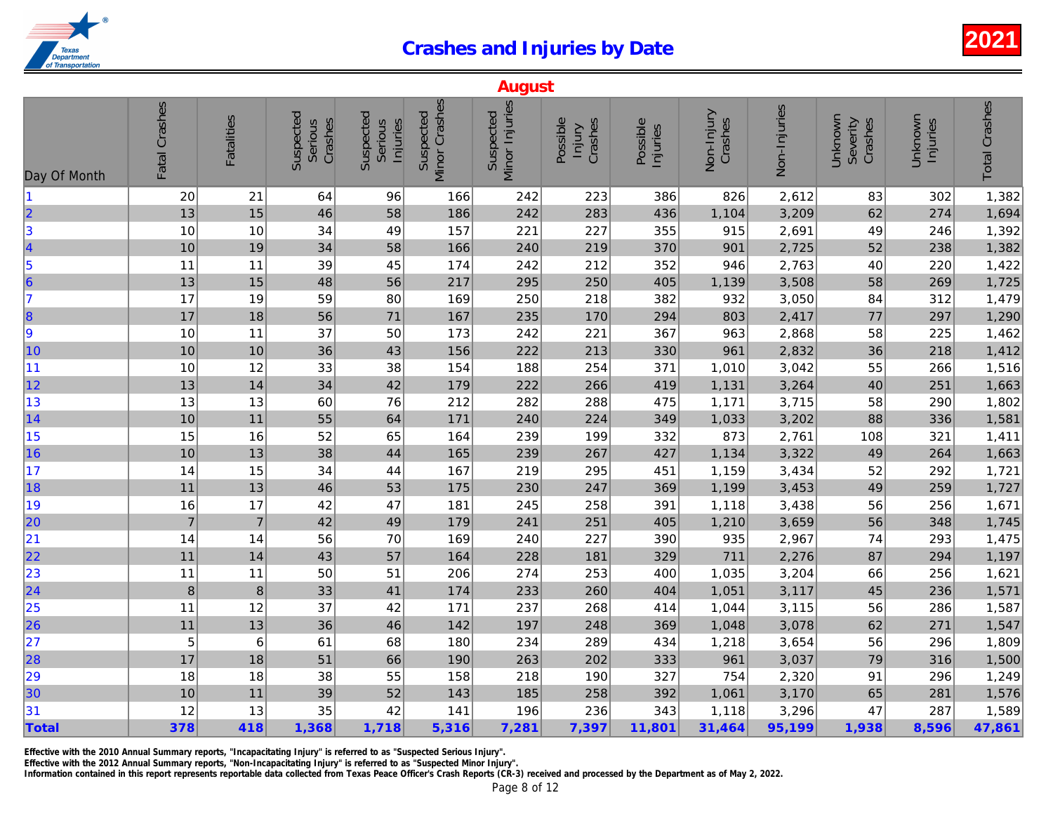# Crashes and Injuries by Date

## 2021

### August

| Day Of Month | Fatal Crashes | Fatalities | Suspected Serious Crashes | Suspected Serious Injuries | Suspected Minor Crashes | Suspected Minor Injuries | Possible Injury Crashes | Possible Injuries | Non-Injury Crashes | Non-Injuries | Unknown Severity Crashes | Unknown Injuries | Total Crashes |
|---|---|---|---|---|---|---|---|---|---|---|---|---|---|
| 1 | 20 | 21 | 64 | 96 | 166 | 242 | 223 | 386 | 826 | 2,612 | 83 | 302 | 1,382 |
| 2 | 13 | 15 | 46 | 58 | 186 | 242 | 283 | 436 | 1,104 | 3,209 | 62 | 274 | 1,694 |
| 3 | 10 | 10 | 34 | 49 | 157 | 221 | 227 | 355 | 915 | 2,691 | 49 | 246 | 1,392 |
| 4 | 10 | 19 | 34 | 58 | 166 | 240 | 219 | 370 | 901 | 2,725 | 52 | 238 | 1,382 |
| 5 | 11 | 11 | 39 | 45 | 174 | 242 | 212 | 352 | 946 | 2,763 | 40 | 220 | 1,422 |
| 6 | 13 | 15 | 48 | 56 | 217 | 295 | 250 | 405 | 1,139 | 3,508 | 58 | 269 | 1,725 |
| 7 | 17 | 19 | 59 | 80 | 169 | 250 | 218 | 382 | 932 | 3,050 | 84 | 312 | 1,479 |
| 8 | 17 | 18 | 56 | 71 | 167 | 235 | 170 | 294 | 803 | 2,417 | 77 | 297 | 1,290 |
| 9 | 10 | 11 | 37 | 50 | 173 | 242 | 221 | 367 | 963 | 2,868 | 58 | 225 | 1,462 |
| 10 | 10 | 10 | 36 | 43 | 156 | 222 | 213 | 330 | 961 | 2,832 | 36 | 218 | 1,412 |
| 11 | 10 | 12 | 33 | 38 | 154 | 188 | 254 | 371 | 1,010 | 3,042 | 55 | 266 | 1,516 |
| 12 | 13 | 14 | 34 | 42 | 179 | 222 | 266 | 419 | 1,131 | 3,264 | 40 | 251 | 1,663 |
| 13 | 13 | 13 | 60 | 76 | 212 | 282 | 288 | 475 | 1,171 | 3,715 | 58 | 290 | 1,802 |
| 14 | 10 | 11 | 55 | 64 | 171 | 240 | 224 | 349 | 1,033 | 3,202 | 88 | 336 | 1,581 |
| 15 | 15 | 16 | 52 | 65 | 164 | 239 | 199 | 332 | 873 | 2,761 | 108 | 321 | 1,411 |
| 16 | 10 | 13 | 38 | 44 | 165 | 239 | 267 | 427 | 1,134 | 3,322 | 49 | 264 | 1,663 |
| 17 | 14 | 15 | 34 | 44 | 167 | 219 | 295 | 451 | 1,159 | 3,434 | 52 | 292 | 1,721 |
| 18 | 11 | 13 | 46 | 53 | 175 | 230 | 247 | 369 | 1,199 | 3,453 | 49 | 259 | 1,727 |
| 19 | 16 | 17 | 42 | 47 | 181 | 245 | 258 | 391 | 1,118 | 3,438 | 56 | 256 | 1,671 |
| 20 | 7 | 7 | 42 | 49 | 179 | 241 | 251 | 405 | 1,210 | 3,659 | 56 | 348 | 1,745 |
| 21 | 14 | 14 | 56 | 70 | 169 | 240 | 227 | 390 | 935 | 2,967 | 74 | 293 | 1,475 |
| 22 | 11 | 14 | 43 | 57 | 164 | 228 | 181 | 329 | 711 | 2,276 | 87 | 294 | 1,197 |
| 23 | 11 | 11 | 50 | 51 | 206 | 274 | 253 | 400 | 1,035 | 3,204 | 66 | 256 | 1,621 |
| 24 | 8 | 8 | 33 | 41 | 174 | 233 | 260 | 404 | 1,051 | 3,117 | 45 | 236 | 1,571 |
| 25 | 11 | 12 | 37 | 42 | 171 | 237 | 268 | 414 | 1,044 | 3,115 | 56 | 286 | 1,587 |
| 26 | 11 | 13 | 36 | 46 | 142 | 197 | 248 | 369 | 1,048 | 3,078 | 62 | 271 | 1,547 |
| 27 | 5 | 6 | 61 | 68 | 180 | 234 | 289 | 434 | 1,218 | 3,654 | 56 | 296 | 1,809 |
| 28 | 17 | 18 | 51 | 66 | 190 | 263 | 202 | 333 | 961 | 3,037 | 79 | 316 | 1,500 |
| 29 | 18 | 18 | 38 | 55 | 158 | 218 | 190 | 327 | 754 | 2,320 | 91 | 296 | 1,249 |
| 30 | 10 | 11 | 39 | 52 | 143 | 185 | 258 | 392 | 1,061 | 3,170 | 65 | 281 | 1,576 |
| 31 | 12 | 13 | 35 | 42 | 141 | 196 | 236 | 343 | 1,118 | 3,296 | 47 | 287 | 1,589 |
| **Total** | **378** | **418** | **1,368** | **1,718** | **5,316** | **7,281** | **7,397** | **11,801** | **31,464** | **95,199** | **1,938** | **8,596** | **47,861** |

Effective with the 2010 Annual Summary reports, "Incapacitating Injury" is referred to as "Suspected Serious Injury".
Effective with the 2012 Annual Summary reports, "Non-Incapacitating Injury" is referred to as "Suspected Minor Injury".
Information contained in this report represents reportable data collected from Texas Peace Officer's Crash Reports (CR-3) received and processed by the Department as of May 2, 2022.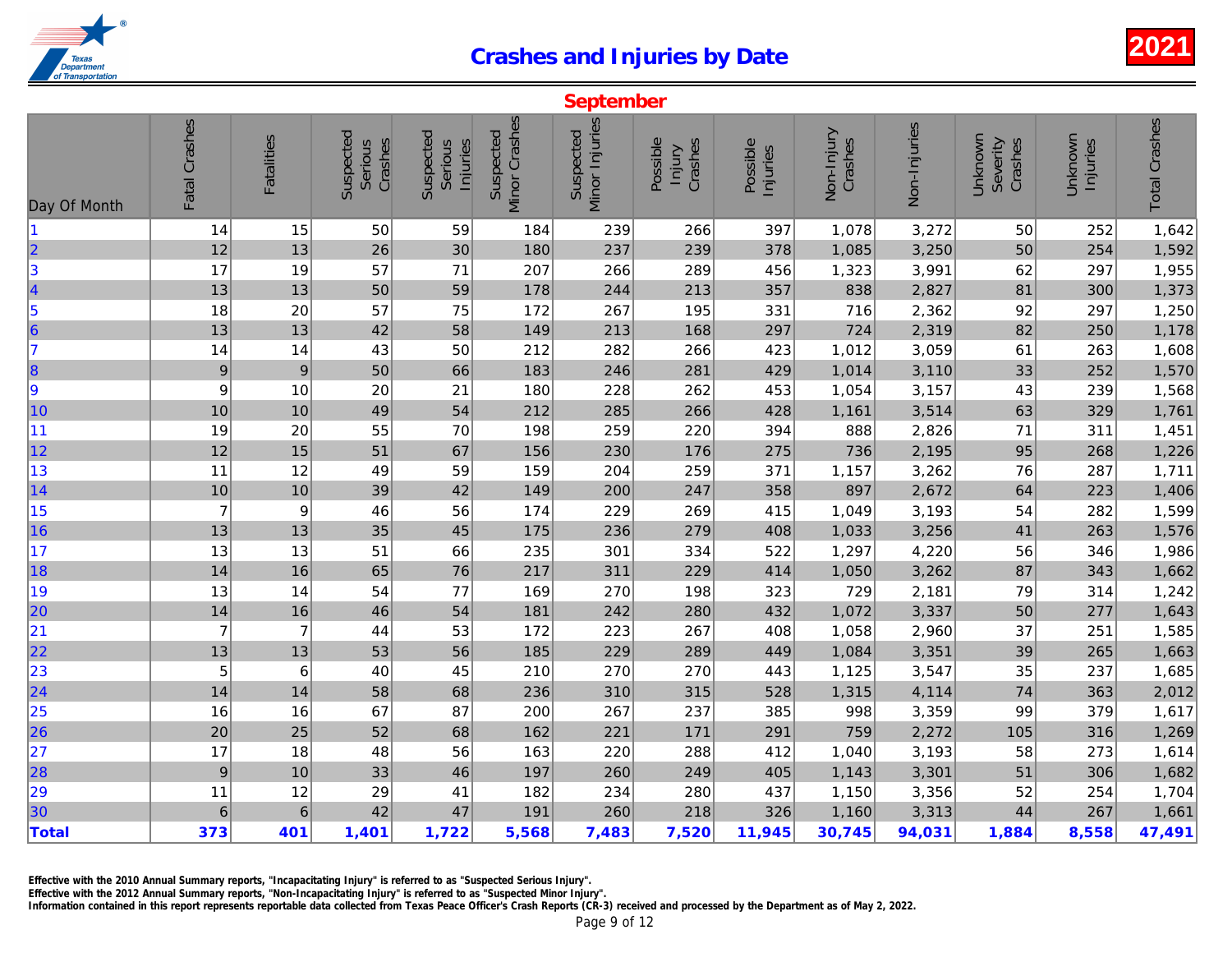# Crashes and Injuries by Date

2021

## September

| Day Of Month | Fatal Crashes | Fatalities | Suspected Serious Crashes | Suspected Serious Injuries | Suspected Minor Crashes | Suspected Minor Injuries | Possible Injury Crashes | Possible Injuries | Non-Injury Crashes | Non-Injuries | Unknown Severity Crashes | Unknown Injuries | Total Crashes |
|---|---|---|---|---|---|---|---|---|---|---|---|---|---|
| 1 | 14 | 15 | 50 | 59 | 184 | 239 | 266 | 397 | 1,078 | 3,272 | 50 | 252 | 1,642 |
| 2 | 12 | 13 | 26 | 30 | 180 | 237 | 239 | 378 | 1,085 | 3,250 | 50 | 254 | 1,592 |
| 3 | 17 | 19 | 57 | 71 | 207 | 266 | 289 | 456 | 1,323 | 3,991 | 62 | 297 | 1,955 |
| 4 | 13 | 13 | 50 | 59 | 178 | 244 | 213 | 357 | 838 | 2,827 | 81 | 300 | 1,373 |
| 5 | 18 | 20 | 57 | 75 | 172 | 267 | 195 | 331 | 716 | 2,362 | 92 | 297 | 1,250 |
| 6 | 13 | 13 | 42 | 58 | 149 | 213 | 168 | 297 | 724 | 2,319 | 82 | 250 | 1,178 |
| 7 | 14 | 14 | 43 | 50 | 212 | 282 | 266 | 423 | 1,012 | 3,059 | 61 | 263 | 1,608 |
| 8 | 9 | 9 | 50 | 66 | 183 | 246 | 281 | 429 | 1,014 | 3,110 | 33 | 252 | 1,570 |
| 9 | 9 | 10 | 20 | 21 | 180 | 228 | 262 | 453 | 1,054 | 3,157 | 43 | 239 | 1,568 |
| 10 | 10 | 10 | 49 | 54 | 212 | 285 | 266 | 428 | 1,161 | 3,514 | 63 | 329 | 1,761 |
| 11 | 19 | 20 | 55 | 70 | 198 | 259 | 220 | 394 | 888 | 2,826 | 71 | 311 | 1,451 |
| 12 | 12 | 15 | 51 | 67 | 156 | 230 | 176 | 275 | 736 | 2,195 | 95 | 268 | 1,226 |
| 13 | 11 | 12 | 49 | 59 | 159 | 204 | 259 | 371 | 1,157 | 3,262 | 76 | 287 | 1,711 |
| 14 | 10 | 10 | 39 | 42 | 149 | 200 | 247 | 358 | 897 | 2,672 | 64 | 223 | 1,406 |
| 15 | 7 | 9 | 46 | 56 | 174 | 229 | 269 | 415 | 1,049 | 3,193 | 54 | 282 | 1,599 |
| 16 | 13 | 13 | 35 | 45 | 175 | 236 | 279 | 408 | 1,033 | 3,256 | 41 | 263 | 1,576 |
| 17 | 13 | 13 | 51 | 66 | 235 | 301 | 334 | 522 | 1,297 | 4,220 | 56 | 346 | 1,986 |
| 18 | 14 | 16 | 65 | 76 | 217 | 311 | 229 | 414 | 1,050 | 3,262 | 87 | 343 | 1,662 |
| 19 | 13 | 14 | 54 | 77 | 169 | 270 | 198 | 323 | 729 | 2,181 | 79 | 314 | 1,242 |
| 20 | 14 | 16 | 46 | 54 | 181 | 242 | 280 | 432 | 1,072 | 3,337 | 50 | 277 | 1,643 |
| 21 | 7 | 7 | 44 | 53 | 172 | 223 | 267 | 408 | 1,058 | 2,960 | 37 | 251 | 1,585 |
| 22 | 13 | 13 | 53 | 56 | 185 | 229 | 289 | 449 | 1,084 | 3,351 | 39 | 265 | 1,663 |
| 23 | 5 | 6 | 40 | 45 | 210 | 270 | 270 | 443 | 1,125 | 3,547 | 35 | 237 | 1,685 |
| 24 | 14 | 14 | 58 | 68 | 236 | 310 | 315 | 528 | 1,315 | 4,114 | 74 | 363 | 2,012 |
| 25 | 16 | 16 | 67 | 87 | 200 | 267 | 237 | 385 | 998 | 3,359 | 99 | 379 | 1,617 |
| 26 | 20 | 25 | 52 | 68 | 162 | 221 | 171 | 291 | 759 | 2,272 | 105 | 316 | 1,269 |
| 27 | 17 | 18 | 48 | 56 | 163 | 220 | 288 | 412 | 1,040 | 3,193 | 58 | 273 | 1,614 |
| 28 | 9 | 10 | 33 | 46 | 197 | 260 | 249 | 405 | 1,143 | 3,301 | 51 | 306 | 1,682 |
| 29 | 11 | 12 | 29 | 41 | 182 | 234 | 280 | 437 | 1,150 | 3,356 | 52 | 254 | 1,704 |
| 30 | 6 | 6 | 42 | 47 | 191 | 260 | 218 | 326 | 1,160 | 3,313 | 44 | 267 | 1,661 |
| **Total** | **373** | **401** | **1,401** | **1,722** | **5,568** | **7,483** | **7,520** | **11,945** | **30,745** | **94,031** | **1,884** | **8,558** | **47,491** |

Effective with the 2010 Annual Summary reports, "Incapacitating Injury" is referred to as "Suspected Serious Injury".
Effective with the 2012 Annual Summary reports, "Non-Incapacitating Injury" is referred to as "Suspected Minor Injury".
Information contained in this report represents reportable data collected from Texas Peace Officer's Crash Reports (CR-3) received and processed by the Department as of May 2, 2022.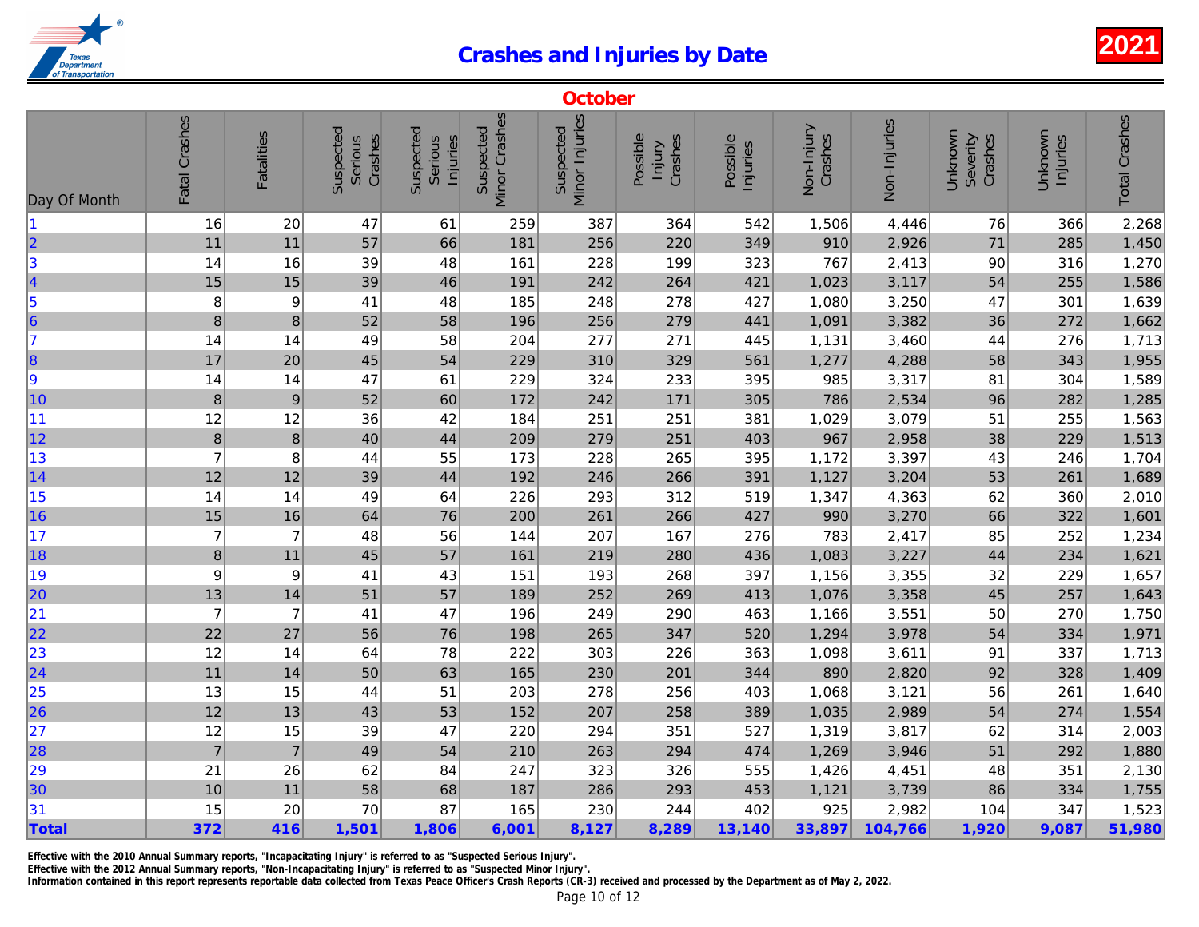# Crashes and Injuries by Date

**2021**

## October

| Day Of Month | Fatal Crashes | Fatalities | Suspected Serious Crashes | Suspected Serious Injuries | Suspected Minor Crashes | Suspected Minor Injuries | Possible Injury Crashes | Possible Injuries | Non-Injury Crashes | Non-Injuries | Unknown Severity Crashes | Unknown Injuries | Total Crashes |
|---|---|---|---|---|---|---|---|---|---|---|---|---|---|
| 1 | 16 | 20 | 47 | 61 | 259 | 387 | 364 | 542 | 1,506 | 4,446 | 76 | 366 | 2,268 |
| 2 | 11 | 11 | 57 | 66 | 181 | 256 | 220 | 349 | 910 | 2,926 | 71 | 285 | 1,450 |
| 3 | 14 | 16 | 39 | 48 | 161 | 228 | 199 | 323 | 767 | 2,413 | 90 | 316 | 1,270 |
| 4 | 15 | 15 | 39 | 46 | 191 | 242 | 264 | 421 | 1,023 | 3,117 | 54 | 255 | 1,586 |
| 5 | 8 | 9 | 41 | 48 | 185 | 248 | 278 | 427 | 1,080 | 3,250 | 47 | 301 | 1,639 |
| 6 | 8 | 8 | 52 | 58 | 196 | 256 | 279 | 441 | 1,091 | 3,382 | 36 | 272 | 1,662 |
| 7 | 14 | 14 | 49 | 58 | 204 | 277 | 271 | 445 | 1,131 | 3,460 | 44 | 276 | 1,713 |
| 8 | 17 | 20 | 45 | 54 | 229 | 310 | 329 | 561 | 1,277 | 4,288 | 58 | 343 | 1,955 |
| 9 | 14 | 14 | 47 | 61 | 229 | 324 | 233 | 395 | 985 | 3,317 | 81 | 304 | 1,589 |
| 10 | 8 | 9 | 52 | 60 | 172 | 242 | 171 | 305 | 786 | 2,534 | 96 | 282 | 1,285 |
| 11 | 12 | 12 | 36 | 42 | 184 | 251 | 251 | 381 | 1,029 | 3,079 | 51 | 255 | 1,563 |
| 12 | 8 | 8 | 40 | 44 | 209 | 279 | 251 | 403 | 967 | 2,958 | 38 | 229 | 1,513 |
| 13 | 7 | 8 | 44 | 55 | 173 | 228 | 265 | 395 | 1,172 | 3,397 | 43 | 246 | 1,704 |
| 14 | 12 | 12 | 39 | 44 | 192 | 246 | 266 | 391 | 1,127 | 3,204 | 53 | 261 | 1,689 |
| 15 | 14 | 14 | 49 | 64 | 226 | 293 | 312 | 519 | 1,347 | 4,363 | 62 | 360 | 2,010 |
| 16 | 15 | 16 | 64 | 76 | 200 | 261 | 266 | 427 | 990 | 3,270 | 66 | 322 | 1,601 |
| 17 | 7 | 7 | 48 | 56 | 144 | 207 | 167 | 276 | 783 | 2,417 | 85 | 252 | 1,234 |
| 18 | 8 | 11 | 45 | 57 | 161 | 219 | 280 | 436 | 1,083 | 3,227 | 44 | 234 | 1,621 |
| 19 | 9 | 9 | 41 | 43 | 151 | 193 | 268 | 397 | 1,156 | 3,355 | 32 | 229 | 1,657 |
| 20 | 13 | 14 | 51 | 57 | 189 | 252 | 269 | 413 | 1,076 | 3,358 | 45 | 257 | 1,643 |
| 21 | 7 | 7 | 41 | 47 | 196 | 249 | 290 | 463 | 1,166 | 3,551 | 50 | 270 | 1,750 |
| 22 | 22 | 27 | 56 | 76 | 198 | 265 | 347 | 520 | 1,294 | 3,978 | 54 | 334 | 1,971 |
| 23 | 12 | 14 | 64 | 78 | 222 | 303 | 226 | 363 | 1,098 | 3,611 | 91 | 337 | 1,713 |
| 24 | 11 | 14 | 50 | 63 | 165 | 230 | 201 | 344 | 890 | 2,820 | 92 | 328 | 1,409 |
| 25 | 13 | 15 | 44 | 51 | 203 | 278 | 256 | 403 | 1,068 | 3,121 | 56 | 261 | 1,640 |
| 26 | 12 | 13 | 43 | 53 | 152 | 207 | 258 | 389 | 1,035 | 2,989 | 54 | 274 | 1,554 |
| 27 | 12 | 15 | 39 | 47 | 220 | 294 | 351 | 527 | 1,319 | 3,817 | 62 | 314 | 2,003 |
| 28 | 7 | 7 | 49 | 54 | 210 | 263 | 294 | 474 | 1,269 | 3,946 | 51 | 292 | 1,880 |
| 29 | 21 | 26 | 62 | 84 | 247 | 323 | 326 | 555 | 1,426 | 4,451 | 48 | 351 | 2,130 |
| 30 | 10 | 11 | 58 | 68 | 187 | 286 | 293 | 453 | 1,121 | 3,739 | 86 | 334 | 1,755 |
| 31 | 15 | 20 | 70 | 87 | 165 | 230 | 244 | 402 | 925 | 2,982 | 104 | 347 | 1,523 |
| **Total** | **372** | **416** | **1,501** | **1,806** | **6,001** | **8,127** | **8,289** | **13,140** | **33,897** | **104,766** | **1,920** | **9,087** | **51,980** |

Effective with the 2010 Annual Summary reports, "Incapacitating Injury" is referred to as "Suspected Serious Injury".
Effective with the 2012 Annual Summary reports, "Non-Incapacitating Injury" is referred to as "Suspected Minor Injury".
Information contained in this report represents reportable data collected from Texas Peace Officer's Crash Reports (CR-3) received and processed by the Department as of May 2, 2022.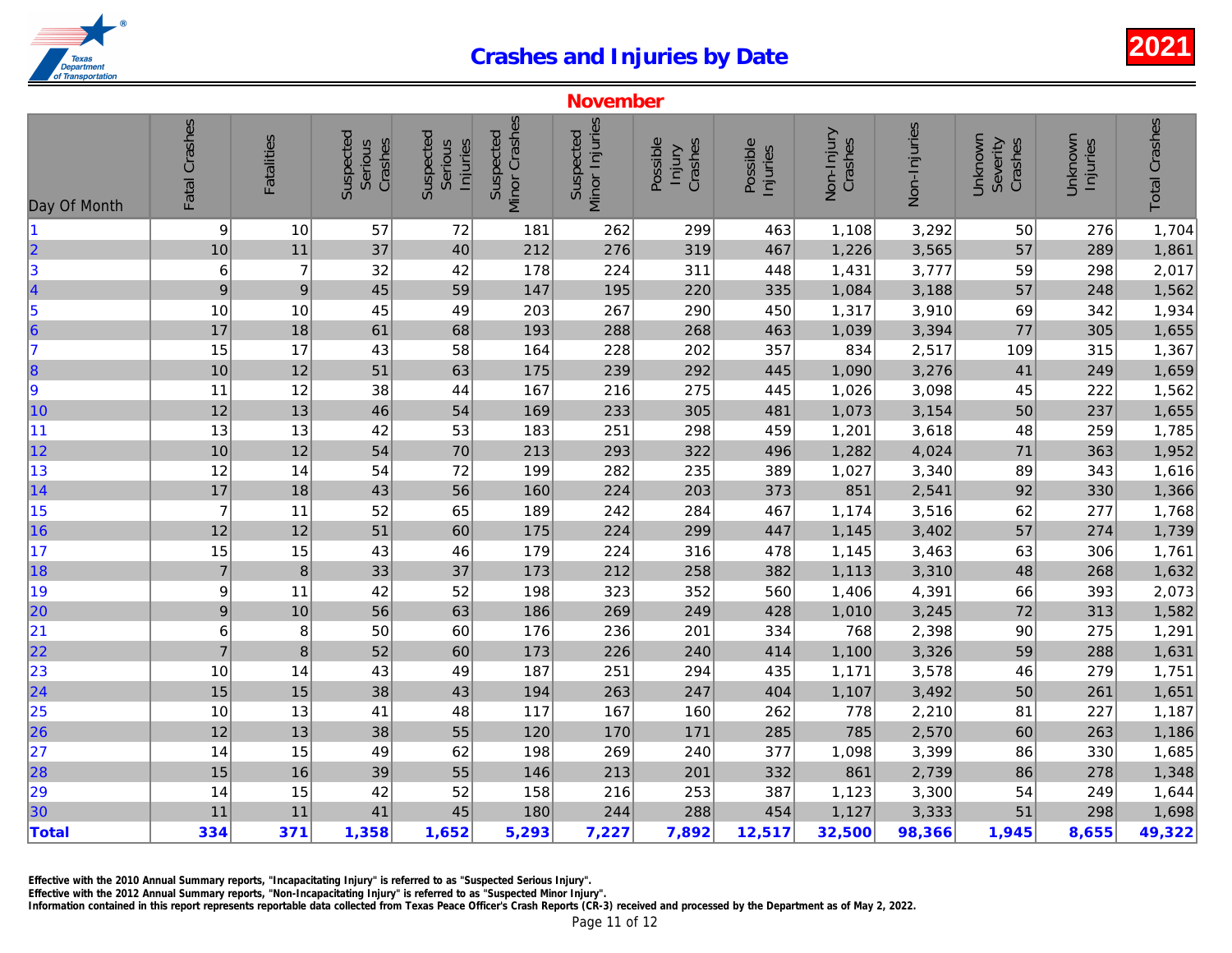# Crashes and Injuries by Date

**2021**

## November

| Day Of Month | Fatal Crashes | Fatalities | Suspected Serious Crashes | Suspected Serious Injuries | Suspected Minor Crashes | Suspected Minor Injuries | Possible Injury Crashes | Possible Injuries | Non-Injury Crashes | Non-Injuries | Unknown Severity Crashes | Unknown Injuries | Total Crashes |
|---|---|---|---|---|---|---|---|---|---|---|---|---|---|
| 1 | 9 | 10 | 57 | 72 | 181 | 262 | 299 | 463 | 1,108 | 3,292 | 50 | 276 | 1,704 |
| 2 | 10 | 11 | 37 | 40 | 212 | 276 | 319 | 467 | 1,226 | 3,565 | 57 | 289 | 1,861 |
| 3 | 6 | 7 | 32 | 42 | 178 | 224 | 311 | 448 | 1,431 | 3,777 | 59 | 298 | 2,017 |
| 4 | 9 | 9 | 45 | 59 | 147 | 195 | 220 | 335 | 1,084 | 3,188 | 57 | 248 | 1,562 |
| 5 | 10 | 10 | 45 | 49 | 203 | 267 | 290 | 450 | 1,317 | 3,910 | 69 | 342 | 1,934 |
| 6 | 17 | 18 | 61 | 68 | 193 | 288 | 268 | 463 | 1,039 | 3,394 | 77 | 305 | 1,655 |
| 7 | 15 | 17 | 43 | 58 | 164 | 228 | 202 | 357 | 834 | 2,517 | 109 | 315 | 1,367 |
| 8 | 10 | 12 | 51 | 63 | 175 | 239 | 292 | 445 | 1,090 | 3,276 | 41 | 249 | 1,659 |
| 9 | 11 | 12 | 38 | 44 | 167 | 216 | 275 | 445 | 1,026 | 3,098 | 45 | 222 | 1,562 |
| 10 | 12 | 13 | 46 | 54 | 169 | 233 | 305 | 481 | 1,073 | 3,154 | 50 | 237 | 1,655 |
| 11 | 13 | 13 | 42 | 53 | 183 | 251 | 298 | 459 | 1,201 | 3,618 | 48 | 259 | 1,785 |
| 12 | 10 | 12 | 54 | 70 | 213 | 293 | 322 | 496 | 1,282 | 4,024 | 71 | 363 | 1,952 |
| 13 | 12 | 14 | 54 | 72 | 199 | 282 | 235 | 389 | 1,027 | 3,340 | 89 | 343 | 1,616 |
| 14 | 17 | 18 | 43 | 56 | 160 | 224 | 203 | 373 | 851 | 2,541 | 92 | 330 | 1,366 |
| 15 | 7 | 11 | 52 | 65 | 189 | 242 | 284 | 467 | 1,174 | 3,516 | 62 | 277 | 1,768 |
| 16 | 12 | 12 | 51 | 60 | 175 | 224 | 299 | 447 | 1,145 | 3,402 | 57 | 274 | 1,739 |
| 17 | 15 | 15 | 43 | 46 | 179 | 224 | 316 | 478 | 1,145 | 3,463 | 63 | 306 | 1,761 |
| 18 | 7 | 8 | 33 | 37 | 173 | 212 | 258 | 382 | 1,113 | 3,310 | 48 | 268 | 1,632 |
| 19 | 9 | 11 | 42 | 52 | 198 | 323 | 352 | 560 | 1,406 | 4,391 | 66 | 393 | 2,073 |
| 20 | 9 | 10 | 56 | 63 | 186 | 269 | 249 | 428 | 1,010 | 3,245 | 72 | 313 | 1,582 |
| 21 | 6 | 8 | 50 | 60 | 176 | 236 | 201 | 334 | 768 | 2,398 | 90 | 275 | 1,291 |
| 22 | 7 | 8 | 52 | 60 | 173 | 226 | 240 | 414 | 1,100 | 3,326 | 59 | 288 | 1,631 |
| 23 | 10 | 14 | 43 | 49 | 187 | 251 | 294 | 435 | 1,171 | 3,578 | 46 | 279 | 1,751 |
| 24 | 15 | 15 | 38 | 43 | 194 | 263 | 247 | 404 | 1,107 | 3,492 | 50 | 261 | 1,651 |
| 25 | 10 | 13 | 41 | 48 | 117 | 167 | 160 | 262 | 778 | 2,210 | 81 | 227 | 1,187 |
| 26 | 12 | 13 | 38 | 55 | 120 | 170 | 171 | 285 | 785 | 2,570 | 60 | 263 | 1,186 |
| 27 | 14 | 15 | 49 | 62 | 198 | 269 | 240 | 377 | 1,098 | 3,399 | 86 | 330 | 1,685 |
| 28 | 15 | 16 | 39 | 55 | 146 | 213 | 201 | 332 | 861 | 2,739 | 86 | 278 | 1,348 |
| 29 | 14 | 15 | 42 | 52 | 158 | 216 | 253 | 387 | 1,123 | 3,300 | 54 | 249 | 1,644 |
| 30 | 11 | 11 | 41 | 45 | 180 | 244 | 288 | 454 | 1,127 | 3,333 | 51 | 298 | 1,698 |
| **Total** | **334** | **371** | **1,358** | **1,652** | **5,293** | **7,227** | **7,892** | **12,517** | **32,500** | **98,366** | **1,945** | **8,655** | **49,322** |

Effective with the 2010 Annual Summary reports, "Incapacitating Injury" is referred to as "Suspected Serious Injury".
Effective with the 2012 Annual Summary reports, "Non-Incapacitating Injury" is referred to as "Suspected Minor Injury".
Information contained in this report represents reportable data collected from Texas Peace Officer's Crash Reports (CR-3) received and processed by the Department as of May 2, 2022.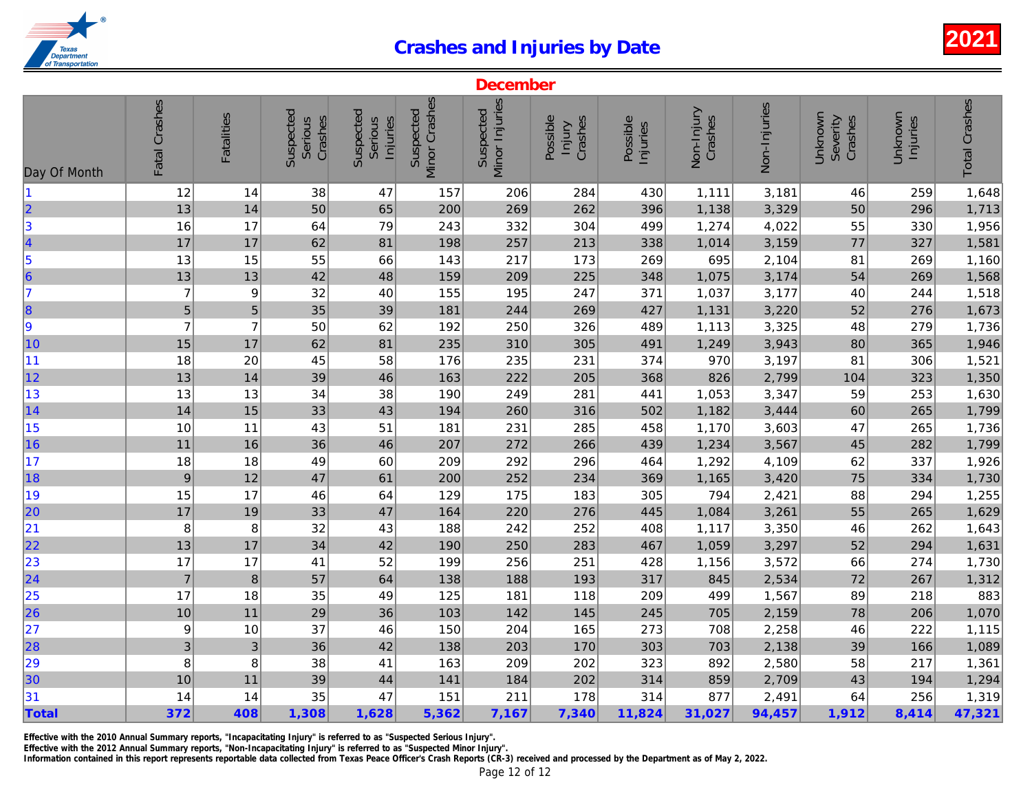# Crashes and Injuries by Date

**2021**

## December

| Day Of Month | Fatal Crashes | Fatalities | Suspected Serious Crashes | Suspected Serious Injuries | Suspected Minor Crashes | Suspected Minor Injuries | Possible Injury Crashes | Possible Injuries | Non-Injury Crashes | Non-Injuries | Unknown Severity Crashes | Unknown Injuries | Total Crashes |
|---|---|---|---|---|---|---|---|---|---|---|---|---|---|
| 1 | 12 | 14 | 38 | 47 | 157 | 206 | 284 | 430 | 1,111 | 3,181 | 46 | 259 | 1,648 |
| 2 | 13 | 14 | 50 | 65 | 200 | 269 | 262 | 396 | 1,138 | 3,329 | 50 | 296 | 1,713 |
| 3 | 16 | 17 | 64 | 79 | 243 | 332 | 304 | 499 | 1,274 | 4,022 | 55 | 330 | 1,956 |
| 4 | 17 | 17 | 62 | 81 | 198 | 257 | 213 | 338 | 1,014 | 3,159 | 77 | 327 | 1,581 |
| 5 | 13 | 15 | 55 | 66 | 143 | 217 | 173 | 269 | 695 | 2,104 | 81 | 269 | 1,160 |
| 6 | 13 | 13 | 42 | 48 | 159 | 209 | 225 | 348 | 1,075 | 3,174 | 54 | 269 | 1,568 |
| 7 | 7 | 9 | 32 | 40 | 155 | 195 | 247 | 371 | 1,037 | 3,177 | 40 | 244 | 1,518 |
| 8 | 5 | 5 | 35 | 39 | 181 | 244 | 269 | 427 | 1,131 | 3,220 | 52 | 276 | 1,673 |
| 9 | 7 | 7 | 50 | 62 | 192 | 250 | 326 | 489 | 1,113 | 3,325 | 48 | 279 | 1,736 |
| 10 | 15 | 17 | 62 | 81 | 235 | 310 | 305 | 491 | 1,249 | 3,943 | 80 | 365 | 1,946 |
| 11 | 18 | 20 | 45 | 58 | 176 | 235 | 231 | 374 | 970 | 3,197 | 81 | 306 | 1,521 |
| 12 | 13 | 14 | 39 | 46 | 163 | 222 | 205 | 368 | 826 | 2,799 | 104 | 323 | 1,350 |
| 13 | 13 | 13 | 34 | 38 | 190 | 249 | 281 | 441 | 1,053 | 3,347 | 59 | 253 | 1,630 |
| 14 | 14 | 15 | 33 | 43 | 194 | 260 | 316 | 502 | 1,182 | 3,444 | 60 | 265 | 1,799 |
| 15 | 10 | 11 | 43 | 51 | 181 | 231 | 285 | 458 | 1,170 | 3,603 | 47 | 265 | 1,736 |
| 16 | 11 | 16 | 36 | 46 | 207 | 272 | 266 | 439 | 1,234 | 3,567 | 45 | 282 | 1,799 |
| 17 | 18 | 18 | 49 | 60 | 209 | 292 | 296 | 464 | 1,292 | 4,109 | 62 | 337 | 1,926 |
| 18 | 9 | 12 | 47 | 61 | 200 | 252 | 234 | 369 | 1,165 | 3,420 | 75 | 334 | 1,730 |
| 19 | 15 | 17 | 46 | 64 | 129 | 175 | 183 | 305 | 794 | 2,421 | 88 | 294 | 1,255 |
| 20 | 17 | 19 | 33 | 47 | 164 | 220 | 276 | 445 | 1,084 | 3,261 | 55 | 265 | 1,629 |
| 21 | 8 | 8 | 32 | 43 | 188 | 242 | 252 | 408 | 1,117 | 3,350 | 46 | 262 | 1,643 |
| 22 | 13 | 17 | 34 | 42 | 190 | 250 | 283 | 467 | 1,059 | 3,297 | 52 | 294 | 1,631 |
| 23 | 17 | 17 | 41 | 52 | 199 | 256 | 251 | 428 | 1,156 | 3,572 | 66 | 274 | 1,730 |
| 24 | 7 | 8 | 57 | 64 | 138 | 188 | 193 | 317 | 845 | 2,534 | 72 | 267 | 1,312 |
| 25 | 17 | 18 | 35 | 49 | 125 | 181 | 118 | 209 | 499 | 1,567 | 89 | 218 | 883 |
| 26 | 10 | 11 | 29 | 36 | 103 | 142 | 145 | 245 | 705 | 2,159 | 78 | 206 | 1,070 |
| 27 | 9 | 10 | 37 | 46 | 150 | 204 | 165 | 273 | 708 | 2,258 | 46 | 222 | 1,115 |
| 28 | 3 | 3 | 36 | 42 | 138 | 203 | 170 | 303 | 703 | 2,138 | 39 | 166 | 1,089 |
| 29 | 8 | 8 | 38 | 41 | 163 | 209 | 202 | 323 | 892 | 2,580 | 58 | 217 | 1,361 |
| 30 | 10 | 11 | 39 | 44 | 141 | 184 | 202 | 314 | 859 | 2,709 | 43 | 194 | 1,294 |
| 31 | 14 | 14 | 35 | 47 | 151 | 211 | 178 | 314 | 877 | 2,491 | 64 | 256 | 1,319 |
| **Total** | **372** | **408** | **1,308** | **1,628** | **5,362** | **7,167** | **7,340** | **11,824** | **31,027** | **94,457** | **1,912** | **8,414** | **47,321** |

Effective with the 2010 Annual Summary reports, "Incapacitating Injury" is referred to as "Suspected Serious Injury".
Effective with the 2012 Annual Summary reports, "Non-Incapacitating Injury" is referred to as "Suspected Minor Injury".
Information contained in this report represents reportable data collected from Texas Peace Officer's Crash Reports (CR-3) received and processed by the Department as of May 2, 2022.